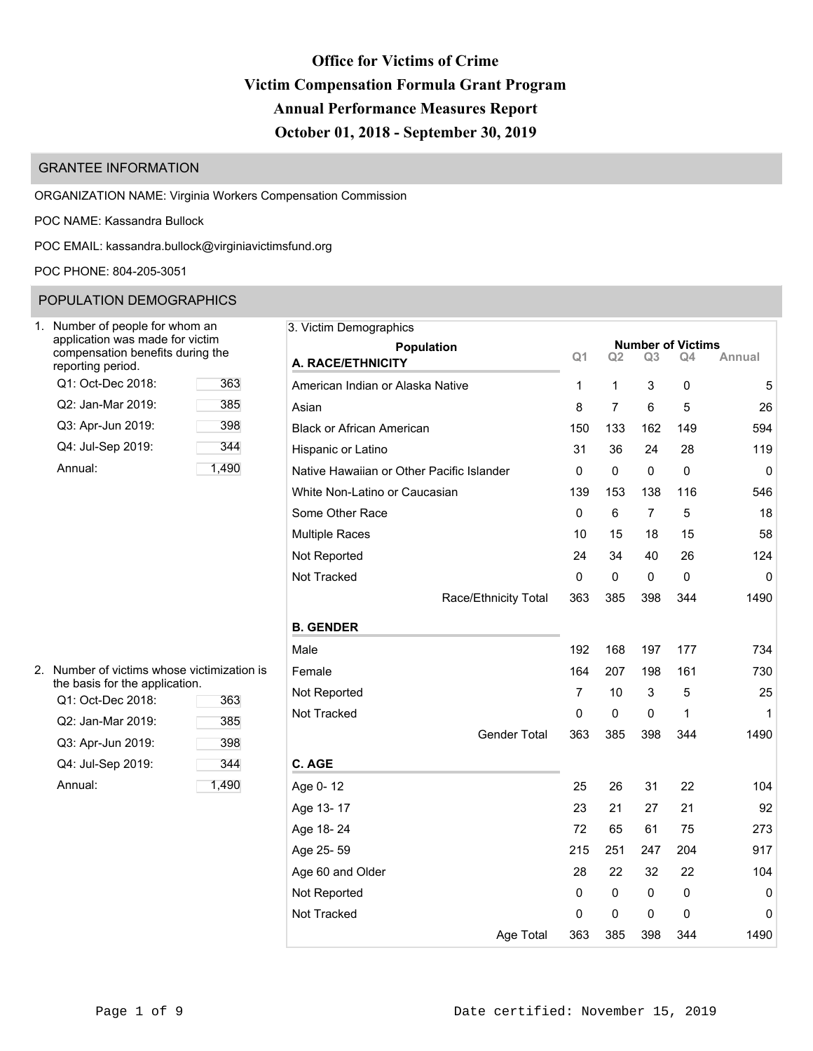# Office for Victims of Crime
# Victim Compensation Formula Grant Program
# Annual Performance Measures Report
# October 01, 2018 - September 30, 2019

## GRANTEE INFORMATION

ORGANIZATION NAME: Virginia Workers Compensation Commission

POC NAME: Kassandra Bullock

POC EMAIL: kassandra.bullock@virginiavictimsfund.org

POC PHONE: 804-205-3051

## POPULATION DEMOGRAPHICS

1. Number of people for whom an application was made for victim compensation benefits during the reporting period.

| Period | Count |
|---|---|
| Q1: Oct-Dec 2018: | 363 |
| Q2: Jan-Mar 2019: | 385 |
| Q3: Apr-Jun 2019: | 398 |
| Q4: Jul-Sep 2019: | 344 |
| Annual: | 1,490 |

2. Number of victims whose victimization is the basis for the application.

| Period | Count |
|---|---|
| Q1: Oct-Dec 2018: | 363 |
| Q2: Jan-Mar 2019: | 385 |
| Q3: Apr-Jun 2019: | 398 |
| Q4: Jul-Sep 2019: | 344 |
| Annual: | 1,490 |

3. Victim Demographics

| Population | Number of Victims | | | | |
|---|---|---|---|---|---|
| | Q1 | Q2 | Q3 | Q4 | Annual |
| **A. RACE/ETHNICITY** | | | | | |
| American Indian or Alaska Native | 1 | 1 | 3 | 0 | 5 |
| Asian | 8 | 7 | 6 | 5 | 26 |
| Black or African American | 150 | 133 | 162 | 149 | 594 |
| Hispanic or Latino | 31 | 36 | 24 | 28 | 119 |
| Native Hawaiian or Other Pacific Islander | 0 | 0 | 0 | 0 | 0 |
| White Non-Latino or Caucasian | 139 | 153 | 138 | 116 | 546 |
| Some Other Race | 0 | 6 | 7 | 5 | 18 |
| Multiple Races | 10 | 15 | 18 | 15 | 58 |
| Not Reported | 24 | 34 | 40 | 26 | 124 |
| Not Tracked | 0 | 0 | 0 | 0 | 0 |
| Race/Ethnicity Total | 363 | 385 | 398 | 344 | 1490 |
| **B. GENDER** | | | | | |
| Male | 192 | 168 | 197 | 177 | 734 |
| Female | 164 | 207 | 198 | 161 | 730 |
| Not Reported | 7 | 10 | 3 | 5 | 25 |
| Not Tracked | 0 | 0 | 0 | 1 | 1 |
| Gender Total | 363 | 385 | 398 | 344 | 1490 |
| **C. AGE** | | | | | |
| Age 0- 12 | 25 | 26 | 31 | 22 | 104 |
| Age 13- 17 | 23 | 21 | 27 | 21 | 92 |
| Age 18- 24 | 72 | 65 | 61 | 75 | 273 |
| Age 25- 59 | 215 | 251 | 247 | 204 | 917 |
| Age 60 and Older | 28 | 22 | 32 | 22 | 104 |
| Not Reported | 0 | 0 | 0 | 0 | 0 |
| Not Tracked | 0 | 0 | 0 | 0 | 0 |
| Age Total | 363 | 385 | 398 | 344 | 1490 |

Date certified: November 15, 2019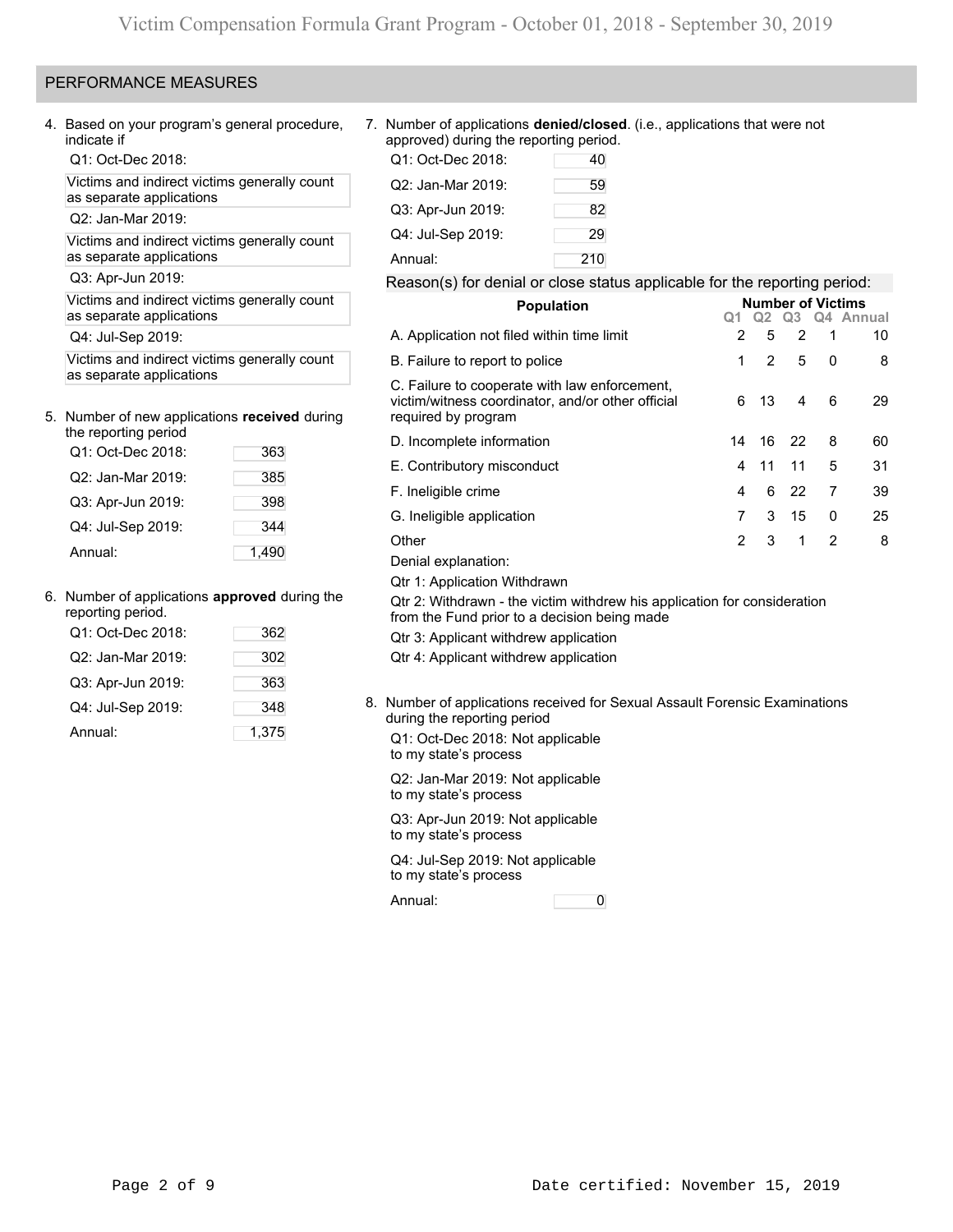## PERFORMANCE MEASURES

4. Based on your program's general procedure, indicate if

   Q1: Oct-Dec 2018:

   Victims and indirect victims generally count as separate applications

   Q2: Jan-Mar 2019:

   Victims and indirect victims generally count as separate applications

   Q3: Apr-Jun 2019:

   Victims and indirect victims generally count as separate applications

   Q4: Jul-Sep 2019:

   Victims and indirect victims generally count as separate applications

5. Number of new applications **received** during the reporting period

| | |
|---|---|
| Q1: Oct-Dec 2018: | 363 |
| Q2: Jan-Mar 2019: | 385 |
| Q3: Apr-Jun 2019: | 398 |
| Q4: Jul-Sep 2019: | 344 |
| Annual: | 1,490 |

6. Number of applications **approved** during the reporting period.

| | |
|---|---|
| Q1: Oct-Dec 2018: | 362 |
| Q2: Jan-Mar 2019: | 302 |
| Q3: Apr-Jun 2019: | 363 |
| Q4: Jul-Sep 2019: | 348 |
| Annual: | 1,375 |

7. Number of applications **denied/closed**. (i.e., applications that were not approved) during the reporting period.

| | |
|---|---|
| Q1: Oct-Dec 2018: | 40 |
| Q2: Jan-Mar 2019: | 59 |
| Q3: Apr-Jun 2019: | 82 |
| Q4: Jul-Sep 2019: | 29 |
| Annual: | 210 |

Reason(s) for denial or close status applicable for the reporting period:

| Population | Number of Victims Q1 | Q2 | Q3 | Q4 | Annual |
|---|---|---|---|---|---|
| A. Application not filed within time limit | 2 | 5 | 2 | 1 | 10 |
| B. Failure to report to police | 1 | 2 | 5 | 0 | 8 |
| C. Failure to cooperate with law enforcement, victim/witness coordinator, and/or other official required by program | 6 | 13 | 4 | 6 | 29 |
| D. Incomplete information | 14 | 16 | 22 | 8 | 60 |
| E. Contributory misconduct | 4 | 11 | 11 | 5 | 31 |
| F. Ineligible crime | 4 | 6 | 22 | 7 | 39 |
| G. Ineligible application | 7 | 3 | 15 | 0 | 25 |
| Other | 2 | 3 | 1 | 2 | 8 |

Denial explanation:

Qtr 1: Application Withdrawn

Qtr 2: Withdrawn - the victim withdrew his application for consideration from the Fund prior to a decision being made

Qtr 3: Applicant withdrew application

Qtr 4: Applicant withdrew application

8. Number of applications received for Sexual Assault Forensic Examinations during the reporting period

   Q1: Oct-Dec 2018: Not applicable to my state's process

   Q2: Jan-Mar 2019: Not applicable to my state's process

   Q3: Apr-Jun 2019: Not applicable to my state's process

   Q4: Jul-Sep 2019: Not applicable to my state's process

   Annual: 0

Date certified: November 15, 2019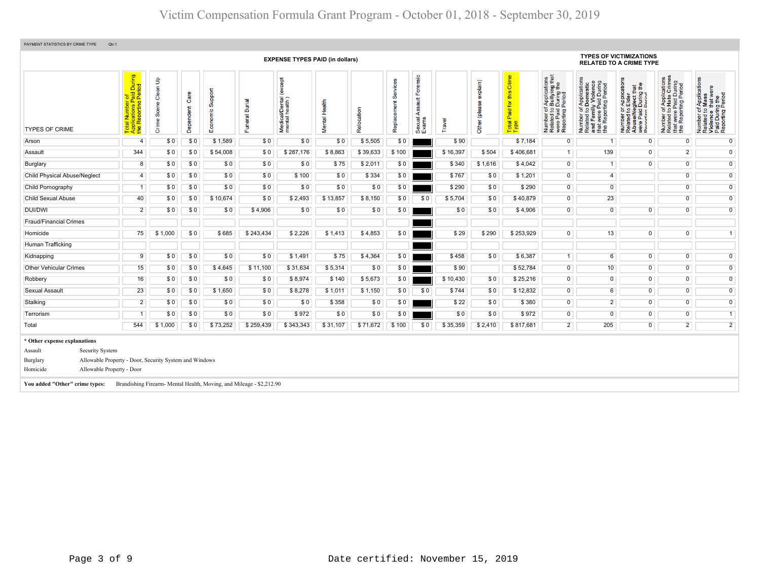PAYMENT STATISTICS BY CRIME TYPE Qtr:1

| TYPES OF CRIME | EXPENSE TYPES PAID (in dollars) | | | | | | | | | | | | | TYPES OF VICTIMIZATIONS RELATED TO A CRIME TYPE | | | | |
|---|---|---|---|---|---|---|---|---|---|---|---|---|---|---|---|---|---|---|
| | Total Number of Applications Paid During the Reporting Period | Crime Scene Clean Up | Dependent Care | Economic Support | Funeral Burial | Medical/Dental (except mental health) | Mental Health | Relocation | Replacement Services | Sexual Assault Forensic Exams | Travel | Other (please explain) | Total Paid for this Crime Type | Number of Applications Related to Bullying that were Paid During the Reporting Period | Number of Applications Related to Domestic and Family Violence that were Paid During the Reporting Period | Number of Applications Related to Elder Abuse/Neglect that were Paid During the Reporting Period | Number of Applications Related to Hate Crimes that were Paid During the Reporting Period | Number of Applications Related to Mass Violence that were Paid During the Reporting Period |
| Arson | 4 | $ 0 | $ 0 | $ 1,589 | $ 0 | $ 0 | $ 0 | $ 5,505 | $ 0 | | $ 90 | | $ 7,184 | 0 | 1 | 0 | 0 | 0 |
| Assault | 344 | $ 0 | $ 0 | $ 54,008 | $ 0 | $ 287,176 | $ 8,863 | $ 39,633 | $ 100 | | $ 16,397 | $ 504 | $ 406,681 | 1 | 139 | 0 | 2 | 0 |
| Burglary | 8 | $ 0 | $ 0 | $ 0 | $ 0 | $ 0 | $ 75 | $ 2,011 | $ 0 | | $ 340 | $ 1,616 | $ 4,042 | 0 | 1 | 0 | 0 | 0 |
| Child Physical Abuse/Neglect | 4 | $ 0 | $ 0 | $ 0 | $ 0 | $ 100 | $ 0 | $ 334 | $ 0 | | $ 767 | $ 0 | $ 1,201 | 0 | 4 | | 0 | 0 |
| Child Pornography | 1 | $ 0 | $ 0 | $ 0 | $ 0 | $ 0 | $ 0 | $ 0 | $ 0 | | $ 290 | $ 0 | $ 290 | 0 | 0 | | 0 | 0 |
| Child Sexual Abuse | 40 | $ 0 | $ 0 | $ 10,674 | $ 0 | $ 2,493 | $ 13,857 | $ 8,150 | $ 0 | $ 0 | $ 5,704 | $ 0 | $ 40,879 | 0 | 23 | | 0 | 0 |
| DUI/DWI | 2 | $ 0 | $ 0 | $ 0 | $ 4,906 | $ 0 | $ 0 | $ 0 | $ 0 | | $ 0 | $ 0 | $ 4,906 | 0 | 0 | 0 | 0 | 0 |
| Fraud/Financial Crimes | | | | | | | | | | | | | | | | | | |
| Homicide | 75 | $ 1,000 | $ 0 | $ 685 | $ 243,434 | $ 2,226 | $ 1,413 | $ 4,853 | $ 0 | | $ 29 | $ 290 | $ 253,929 | 0 | 13 | 0 | 0 | 1 |
| Human Trafficking | | | | | | | | | | | | | | | | | | |
| Kidnapping | 9 | $ 0 | $ 0 | $ 0 | $ 0 | $ 1,491 | $ 75 | $ 4,364 | $ 0 | | $ 458 | $ 0 | $ 6,387 | 1 | 6 | 0 | 0 | 0 |
| Other Vehicular Crimes | 15 | $ 0 | $ 0 | $ 4,645 | $ 11,100 | $ 31,634 | $ 5,314 | $ 0 | $ 0 | | $ 90 | | $ 52,784 | 0 | 10 | 0 | 0 | 0 |
| Robbery | 16 | $ 0 | $ 0 | $ 0 | $ 0 | $ 8,974 | $ 140 | $ 5,673 | $ 0 | | $ 10,430 | $ 0 | $ 25,216 | 0 | 0 | 0 | 0 | 0 |
| Sexual Assault | 23 | $ 0 | $ 0 | $ 1,650 | $ 0 | $ 8,278 | $ 1,011 | $ 1,150 | $ 0 | $ 0 | $ 744 | $ 0 | $ 12,832 | 0 | 6 | 0 | 0 | 0 |
| Stalking | 2 | $ 0 | $ 0 | $ 0 | $ 0 | $ 0 | $ 358 | $ 0 | $ 0 | | $ 22 | $ 0 | $ 380 | 0 | 2 | 0 | 0 | 0 |
| Terrorism | 1 | $ 0 | $ 0 | $ 0 | $ 0 | $ 972 | $ 0 | $ 0 | $ 0 | | $ 0 | $ 0 | $ 972 | 0 | 0 | 0 | 0 | 1 |
| Total | 544 | $ 1,000 | $ 0 | $ 73,252 | $ 259,439 | $ 343,343 | $ 31,107 | $ 71,672 | $ 100 | $ 0 | $ 35,359 | $ 2,410 | $ 817,681 | 2 | 205 | 0 | 2 | 2 |

**\* Other expense explanations**

| | |
|---|---|
| Assault | Security System |
| Burglary | Allowable Property - Door, Security System and Windows |
| Homicide | Allowable Property - Door |

**You added "Other" crime types:** Brandishing Firearm- Mental Health, Moving, and Mileage - $2,212.90

Date certified: November 15, 2019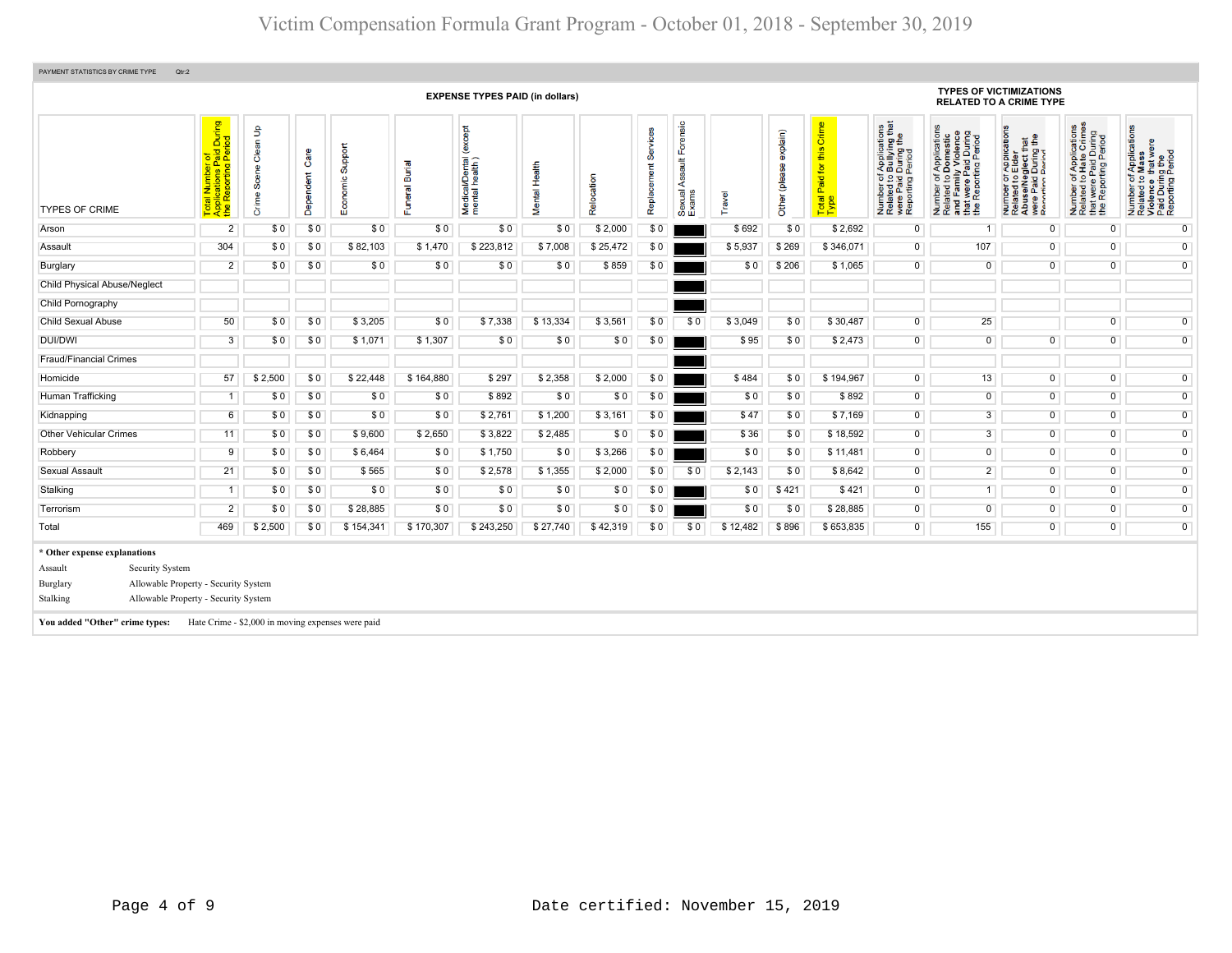# Victim Compensation Formula Grant Program - October 01, 2018 - September 30, 2019

PAYMENT STATISTICS BY CRIME TYPE Qtr:2

| TYPES OF CRIME | Total Number of Applications Paid During the Reporting Period | Crime Scene Clean Up | Dependent Care | Economic Support | Funeral Burial | Medical/Dental (except mental health) | Mental Health | Relocation | Replacement Services | Sexual Assault Forensic Exams | Travel | Other (please explain) | Total Paid for this Crime Type | Number of Applications Related to Bullying that were Paid During the Reporting Period | Number of Applications Related to Domestic and Family Violence that were Paid During the Reporting Period | Number of Applications Related to Elder Abuse/Neglect that were Paid During the Reporting Period | Number of Applications Related to Hate Crimes that were Paid During the Reporting Period | Number of Applications Related to Mass Violence that were Paid During the Reporting Period |
|---|---|---|---|---|---|---|---|---|---|---|---|---|---|---|---|---|---|---|
| | | EXPENSE TYPES PAID (in dollars) | | | | | | | | | | | | TYPES OF VICTIMIZATIONS RELATED TO A CRIME TYPE | | | | |
| Arson | 2 | $ 0 | $ 0 | $ 0 | $ 0 | $ 0 | $ 0 | $ 2,000 | $ 0 | | $ 692 | $ 0 | $ 2,692 | 0 | 1 | 0 | 0 | 0 |
| Assault | 304 | $ 0 | $ 0 | $ 82,103 | $ 1,470 | $ 223,812 | $ 7,008 | $ 25,472 | $ 0 | | $ 5,937 | $ 269 | $ 346,071 | 0 | 107 | 0 | 0 | 0 |
| Burglary | 2 | $ 0 | $ 0 | $ 0 | $ 0 | $ 0 | $ 0 | $ 859 | $ 0 | | $ 0 | $ 206 | $ 1,065 | 0 | 0 | 0 | 0 | 0 |
| Child Physical Abuse/Neglect | | | | | | | | | | | | | | | | | | |
| Child Pornography | | | | | | | | | | | | | | | | | | |
| Child Sexual Abuse | 50 | $ 0 | $ 0 | $ 3,205 | $ 0 | $ 7,338 | $ 13,334 | $ 3,561 | $ 0 | $ 0 | $ 3,049 | $ 0 | $ 30,487 | 0 | 25 | | 0 | 0 |
| DUI/DWI | 3 | $ 0 | $ 0 | $ 1,071 | $ 1,307 | $ 0 | $ 0 | $ 0 | $ 0 | | $ 95 | $ 0 | $ 2,473 | 0 | 0 | 0 | 0 | 0 |
| Fraud/Financial Crimes | | | | | | | | | | | | | | | | | | |
| Homicide | 57 | $ 2,500 | $ 0 | $ 22,448 | $ 164,880 | $ 297 | $ 2,358 | $ 2,000 | $ 0 | | $ 484 | $ 0 | $ 194,967 | 0 | 13 | 0 | 0 | 0 |
| Human Trafficking | 1 | $ 0 | $ 0 | $ 0 | $ 0 | $ 892 | $ 0 | $ 0 | $ 0 | | $ 0 | $ 0 | $ 892 | 0 | 0 | 0 | 0 | 0 |
| Kidnapping | 6 | $ 0 | $ 0 | $ 0 | $ 0 | $ 2,761 | $ 1,200 | $ 3,161 | $ 0 | | $ 47 | $ 0 | $ 7,169 | 0 | 3 | 0 | 0 | 0 |
| Other Vehicular Crimes | 11 | $ 0 | $ 0 | $ 9,600 | $ 2,650 | $ 3,822 | $ 2,485 | $ 0 | $ 0 | | $ 36 | $ 0 | $ 18,592 | 0 | 3 | 0 | 0 | 0 |
| Robbery | 9 | $ 0 | $ 0 | $ 6,464 | $ 0 | $ 1,750 | $ 0 | $ 3,266 | $ 0 | | $ 0 | $ 0 | $ 11,481 | 0 | 0 | 0 | 0 | 0 |
| Sexual Assault | 21 | $ 0 | $ 0 | $ 565 | $ 0 | $ 2,578 | $ 1,355 | $ 2,000 | $ 0 | $ 0 | $ 2,143 | $ 0 | $ 8,642 | 0 | 2 | 0 | 0 | 0 |
| Stalking | 1 | $ 0 | $ 0 | $ 0 | $ 0 | $ 0 | $ 0 | $ 0 | $ 0 | | $ 0 | $ 421 | $ 421 | 0 | 1 | 0 | 0 | 0 |
| Terrorism | 2 | $ 0 | $ 0 | $ 28,885 | $ 0 | $ 0 | $ 0 | $ 0 | $ 0 | | $ 0 | $ 0 | $ 28,885 | 0 | 0 | 0 | 0 | 0 |
| Total | 469 | $ 2,500 | $ 0 | $ 154,341 | $ 170,307 | $ 243,250 | $ 27,740 | $ 42,319 | $ 0 | $ 0 | $ 12,482 | $ 896 | $ 653,835 | 0 | 155 | 0 | 0 | 0 |

**\* Other expense explanations**

| | |
|---|---|
| Assault | Security System |
| Burglary | Allowable Property - Security System |
| Stalking | Allowable Property - Security System |

**You added "Other" crime types:** Hate Crime - $2,000 in moving expenses were paid

Date certified: November 15, 2019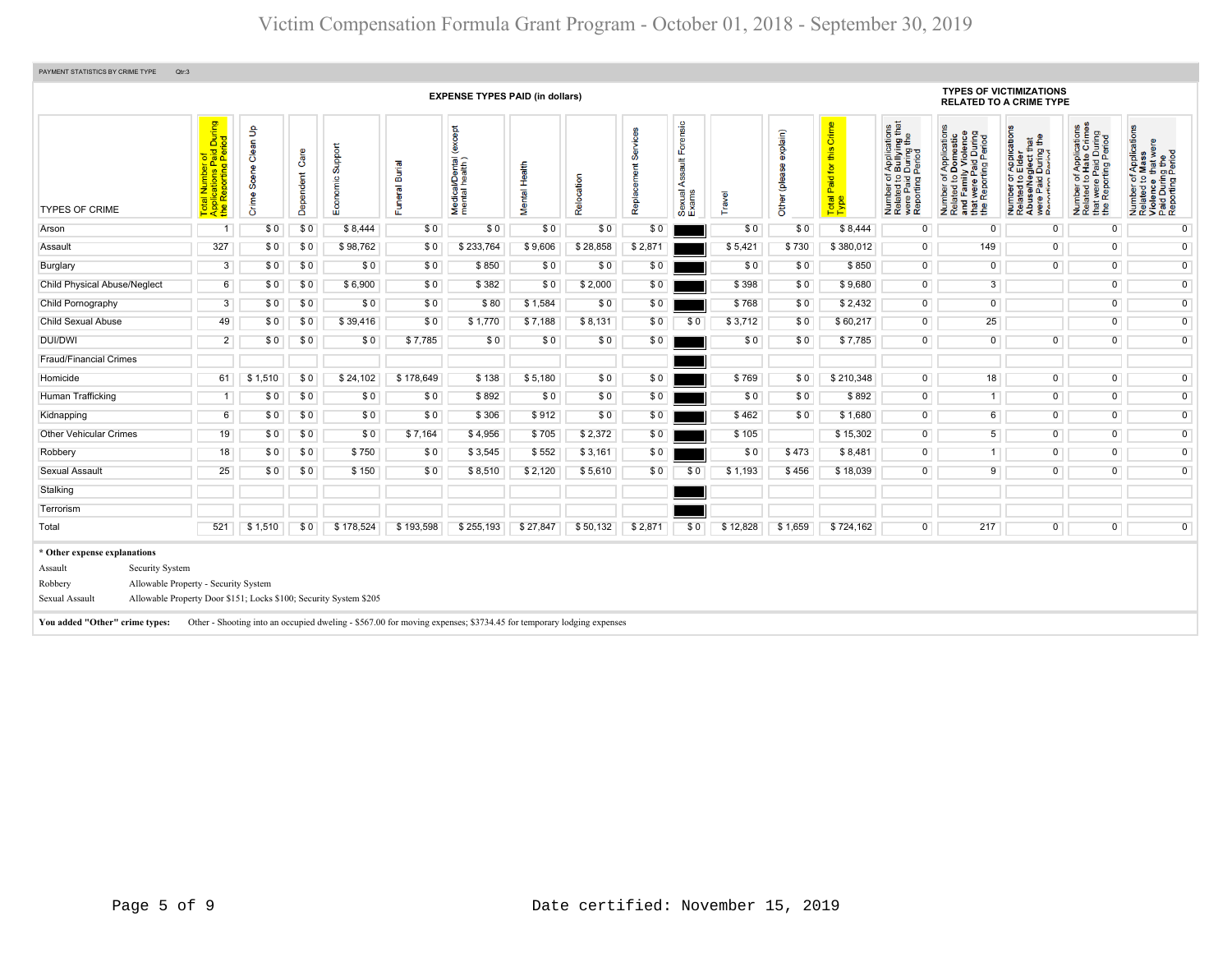PAYMENT STATISTICS BY CRIME TYPE Qtr:3

| TYPES OF CRIME | Total Number of Applications Paid During the Reporting Period | EXPENSE TYPES PAID (in dollars) Crime Scene Clean Up | Dependent Care | Economic Support | Funeral Burial | Medical/Dental (except mental health) | Mental Health | Relocation | Replacement Services | Sexual Assault Forensic Exams | Travel | Other (please explain) | Total Paid for this Crime Type | TYPES OF VICTIMIZATIONS RELATED TO A CRIME TYPE Number of Applications Related to Bullying that were Paid During the Reporting Period | Number of Applications Related to Domestic and Family Violence that were Paid During the Reporting Period | Number of Applications Related to Elder Abuse/Neglect that were Paid During the Reporting Period | Number of Applications Related to Hate Crimes that were Paid During the Reporting Period | Number of Applications Related to Mass Violence that were Paid During the Reporting Period |
|---|---|---|---|---|---|---|---|---|---|---|---|---|---|---|---|---|---|---|
| Arson | 1 | $ 0 | $ 0 | $ 8,444 | $ 0 | $ 0 | $ 0 | $ 0 | $ 0 | | $ 0 | $ 0 | $ 8,444 | 0 | 0 | 0 | 0 | 0 |
| Assault | 327 | $ 0 | $ 0 | $ 98,762 | $ 0 | $ 233,764 | $ 9,606 | $ 28,858 | $ 2,871 | | $ 5,421 | $ 730 | $ 380,012 | 0 | 149 | 0 | 0 | 0 |
| Burglary | 3 | $ 0 | $ 0 | $ 0 | $ 0 | $ 850 | $ 0 | $ 0 | $ 0 | | $ 0 | $ 0 | $ 850 | 0 | 0 | 0 | 0 | 0 |
| Child Physical Abuse/Neglect | 6 | $ 0 | $ 0 | $ 6,900 | $ 0 | $ 382 | $ 0 | $ 2,000 | $ 0 | | $ 398 | $ 0 | $ 9,680 | 0 | 3 | | 0 | 0 |
| Child Pornography | 3 | $ 0 | $ 0 | $ 0 | $ 0 | $ 80 | $ 1,584 | $ 0 | $ 0 | | $ 768 | $ 0 | $ 2,432 | 0 | 0 | | 0 | 0 |
| Child Sexual Abuse | 49 | $ 0 | $ 0 | $ 39,416 | $ 0 | $ 1,770 | $ 7,188 | $ 8,131 | $ 0 | $ 0 | $ 3,712 | $ 0 | $ 60,217 | 0 | 25 | | 0 | 0 |
| DUI/DWI | 2 | $ 0 | $ 0 | $ 0 | $ 7,785 | $ 0 | $ 0 | $ 0 | $ 0 | | $ 0 | $ 0 | $ 7,785 | 0 | 0 | 0 | 0 | 0 |
| Fraud/Financial Crimes | | | | | | | | | | | | | | | | | | |
| Homicide | 61 | $ 1,510 | $ 0 | $ 24,102 | $ 178,649 | $ 138 | $ 5,180 | $ 0 | $ 0 | | $ 769 | $ 0 | $ 210,348 | 0 | 18 | 0 | 0 | 0 |
| Human Trafficking | 1 | $ 0 | $ 0 | $ 0 | $ 0 | $ 892 | $ 0 | $ 0 | $ 0 | | $ 0 | $ 0 | $ 892 | 0 | 1 | 0 | 0 | 0 |
| Kidnapping | 6 | $ 0 | $ 0 | $ 0 | $ 0 | $ 306 | $ 912 | $ 0 | $ 0 | | $ 462 | $ 0 | $ 1,680 | 0 | 6 | 0 | 0 | 0 |
| Other Vehicular Crimes | 19 | $ 0 | $ 0 | $ 0 | $ 7,164 | $ 4,956 | $ 705 | $ 2,372 | $ 0 | | $ 105 | | $ 15,302 | 0 | 5 | 0 | 0 | 0 |
| Robbery | 18 | $ 0 | $ 0 | $ 750 | $ 0 | $ 3,545 | $ 552 | $ 3,161 | $ 0 | | $ 0 | $ 473 | $ 8,481 | 0 | 1 | 0 | 0 | 0 |
| Sexual Assault | 25 | $ 0 | $ 0 | $ 150 | $ 0 | $ 8,510 | $ 2,120 | $ 5,610 | $ 0 | $ 0 | $ 1,193 | $ 456 | $ 18,039 | 0 | 9 | 0 | 0 | 0 |
| Stalking | | | | | | | | | | | | | | | | | | |
| Terrorism | | | | | | | | | | | | | | | | | | |
| Total | 521 | $ 1,510 | $ 0 | $ 178,524 | $ 193,598 | $ 255,193 | $ 27,847 | $ 50,132 | $ 2,871 | $ 0 | $ 12,828 | $ 1,659 | $ 724,162 | 0 | 217 | 0 | 0 | 0 |

**\* Other expense explanations**

| | |
|---|---|
| Assault | Security System |
| Robbery | Allowable Property - Security System |
| Sexual Assault | Allowable Property Door $151; Locks $100; Security System $205 |

**You added "Other" crime types:** Other - Shooting into an occupied dweling - $567.00 for moving expenses; $3734.45 for temporary lodging expenses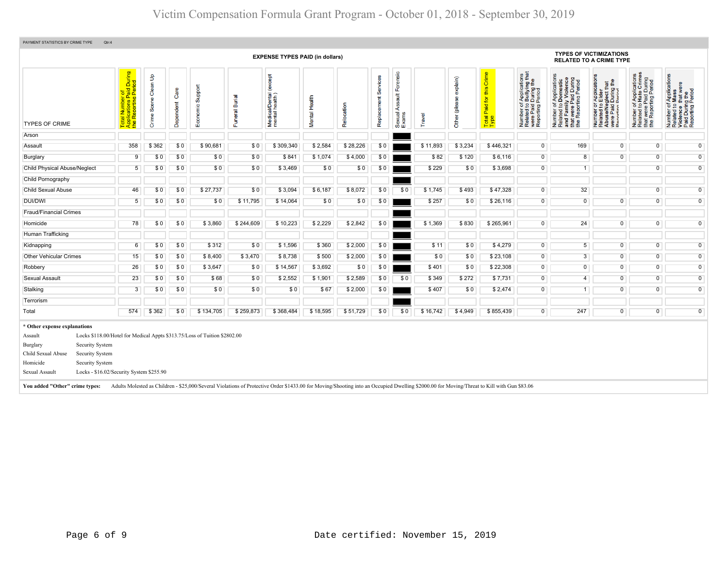# Victim Compensation Formula Grant Program - October 01, 2018 - September 30, 2019

PAYMENT STATISTICS BY CRIME TYPE Qtr:4

| TYPES OF CRIME | Total Number of Applications Paid During the Reporting Period | Crime Scene Clean Up | Dependent Care | Economic Support | Funeral Burial | Medical/Dental (except mental health) | Mental Health | Relocation | Replacement Services | Sexual Assault Forensic Exams | Travel | Other (please explain) | Total Paid for this Crime Type | Number of Applications Related to Bullying that were Paid During the Reporting Period | Number of Applications Related to Domestic and Family Violence that were Paid During the Reporting Period | Number of Applications Related to Elder Abuse/Neglect that were Paid During the Reporting Period | Number of Applications Related to Hate Crimes that were Paid During the Reporting Period | Number of Applications Related to Mass Violence that were Paid During the Reporting Period |
|---|---|---|---|---|---|---|---|---|---|---|---|---|---|---|---|---|---|---|
| | | EXPENSE TYPES PAID (in dollars) | | | | | | | | | | | | TYPES OF VICTIMIZATIONS RELATED TO A CRIME TYPE | | | | |
| Arson | | | | | | | | | | | | | | | | | | |
| Assault | 358 | $ 362 | $ 0 | $ 90,681 | $ 0 | $ 309,340 | $ 2,584 | $ 28,226 | $ 0 | | $ 11,893 | $ 3,234 | $ 446,321 | 0 | 169 | 0 | 0 | 0 |
| Burglary | 9 | $ 0 | $ 0 | $ 0 | $ 0 | $ 841 | $ 1,074 | $ 4,000 | $ 0 | | $ 82 | $ 120 | $ 6,116 | 0 | 8 | 0 | 0 | 0 |
| Child Physical Abuse/Neglect | 5 | $ 0 | $ 0 | $ 0 | $ 0 | $ 3,469 | $ 0 | $ 0 | $ 0 | | $ 229 | $ 0 | $ 3,698 | 0 | 1 | | 0 | 0 |
| Child Pornography | | | | | | | | | | | | | | | | | | |
| Child Sexual Abuse | 46 | $ 0 | $ 0 | $ 27,737 | $ 0 | $ 3,094 | $ 6,187 | $ 8,072 | $ 0 | $ 0 | $ 1,745 | $ 493 | $ 47,328 | 0 | 32 | | 0 | 0 |
| DUI/DWI | 5 | $ 0 | $ 0 | $ 0 | $ 11,795 | $ 14,064 | $ 0 | $ 0 | $ 0 | | $ 257 | $ 0 | $ 26,116 | 0 | 0 | 0 | 0 | 0 |
| Fraud/Financial Crimes | | | | | | | | | | | | | | | | | | |
| Homicide | 78 | $ 0 | $ 0 | $ 3,860 | $ 244,609 | $ 10,223 | $ 2,229 | $ 2,842 | $ 0 | | $ 1,369 | $ 830 | $ 265,961 | 0 | 24 | 0 | 0 | 0 |
| Human Trafficking | | | | | | | | | | | | | | | | | | |
| Kidnapping | 6 | $ 0 | $ 0 | $ 312 | $ 0 | $ 1,596 | $ 360 | $ 2,000 | $ 0 | | $ 11 | $ 0 | $ 4,279 | 0 | 5 | 0 | 0 | 0 |
| Other Vehicular Crimes | 15 | $ 0 | $ 0 | $ 8,400 | $ 3,470 | $ 8,738 | $ 500 | $ 2,000 | $ 0 | | $ 0 | $ 0 | $ 23,108 | 0 | 3 | 0 | 0 | 0 |
| Robbery | 26 | $ 0 | $ 0 | $ 3,647 | $ 0 | $ 14,567 | $ 3,692 | $ 0 | $ 0 | | $ 401 | $ 0 | $ 22,308 | 0 | 0 | 0 | 0 | 0 |
| Sexual Assault | 23 | $ 0 | $ 0 | $ 68 | $ 0 | $ 2,552 | $ 1,901 | $ 2,589 | $ 0 | $ 0 | $ 349 | $ 272 | $ 7,731 | 0 | 4 | 0 | 0 | 0 |
| Stalking | 3 | $ 0 | $ 0 | $ 0 | $ 0 | $ 0 | $ 67 | $ 2,000 | $ 0 | | $ 407 | $ 0 | $ 2,474 | 0 | 1 | 0 | 0 | 0 |
| Terrorism | | | | | | | | | | | | | | | | | | |
| Total | 574 | $ 362 | $ 0 | $ 134,705 | $ 259,873 | $ 368,484 | $ 18,595 | $ 51,729 | $ 0 | $ 0 | $ 16,742 | $ 4,949 | $ 855,439 | 0 | 247 | 0 | 0 | 0 |

**\* Other expense explanations**

| | |
|---|---|
| Assault | Locks $118.00/Hotel for Medical Appts $313.75/Loss of Tuition $2802.00 |
| Burglary | Security System |
| Child Sexual Abuse | Security System |
| Homicide | Security System |
| Sexual Assault | Locks - $16.02/Security System $255.90 |

**You added "Other" crime types:** Adults Molested as Children - $25,000/Several Violations of Protective Order $1433.00 for Moving/Shooting into an Occupied Dwelling $2000.00 for Moving/Threat to Kill with Gun $83.06

Date certified: November 15, 2019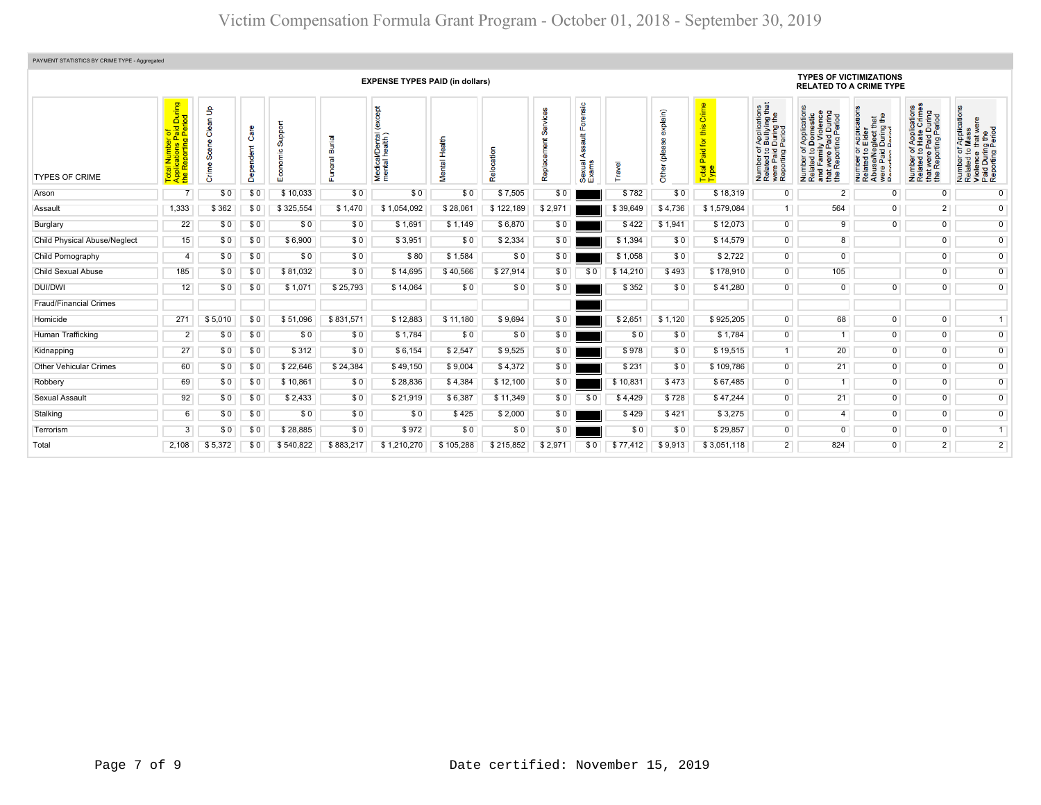# Victim Compensation Formula Grant Program - October 01, 2018 - September 30, 2019

PAYMENT STATISTICS BY CRIME TYPE - Aggregated

| TYPES OF CRIME | Total Number of Applications Paid During the Reporting Period | EXPENSE TYPES PAID (in dollars) | | | | | | | | | | | Total Paid for this Crime Type | TYPES OF VICTIMIZATIONS RELATED TO A CRIME TYPE | | | | |
|---|---|---|---|---|---|---|---|---|---|---|---|---|---|---|---|---|---|---|
| | | Crime Scene Clean Up | Dependent Care | Economic Support | Funeral Burial | Medical/Dental (except mental health) | Mental Health | Relocation | Replacement Services | Sexual Assault Forensic Exams | Travel | Other (please explain) | | Number of Applications Related to Bullying that were Paid During the Reporting Period | Number of Applications Related to Domestic and Family Violence that were Paid During the Reporting Period | Number of Applications Related to Elder Abuse/Neglect that were Paid During the Reporting Period | Number of Applications Related to Hate Crimes that were Paid During the Reporting Period | Number of Applications Related to Mass Violence that were Paid During the Reporting Period |
| Arson | 7 | $ 0 | $ 0 | $ 10,033 | $ 0 | $ 0 | $ 0 | $ 7,505 | $ 0 | | $ 782 | $ 0 | $ 18,319 | 0 | 2 | 0 | 0 | 0 |
| Assault | 1,333 | $ 362 | $ 0 | $ 325,554 | $ 1,470 | $ 1,054,092 | $ 28,061 | $ 122,189 | $ 2,971 | | $ 39,649 | $ 4,736 | $ 1,579,084 | 1 | 564 | 0 | 2 | 0 |
| Burglary | 22 | $ 0 | $ 0 | $ 0 | $ 0 | $ 1,691 | $ 1,149 | $ 6,870 | $ 0 | | $ 422 | $ 1,941 | $ 12,073 | 0 | 9 | 0 | 0 | 0 |
| Child Physical Abuse/Neglect | 15 | $ 0 | $ 0 | $ 6,900 | $ 0 | $ 3,951 | $ 0 | $ 2,334 | $ 0 | | $ 1,394 | $ 0 | $ 14,579 | 0 | 8 | | 0 | 0 |
| Child Pornography | 4 | $ 0 | $ 0 | $ 0 | $ 0 | $ 80 | $ 1,584 | $ 0 | $ 0 | | $ 1,058 | $ 0 | $ 2,722 | 0 | 0 | | 0 | 0 |
| Child Sexual Abuse | 185 | $ 0 | $ 0 | $ 81,032 | $ 0 | $ 14,695 | $ 40,566 | $ 27,914 | $ 0 | $ 0 | $ 14,210 | $ 493 | $ 178,910 | 0 | 105 | | 0 | 0 |
| DUI/DWI | 12 | $ 0 | $ 0 | $ 1,071 | $ 25,793 | $ 14,064 | $ 0 | $ 0 | $ 0 | | $ 352 | $ 0 | $ 41,280 | 0 | 0 | 0 | 0 | 0 |
| Fraud/Financial Crimes | | | | | | | | | | | | | | | | | | |
| Homicide | 271 | $ 5,010 | $ 0 | $ 51,096 | $ 831,571 | $ 12,883 | $ 11,180 | $ 9,694 | $ 0 | | $ 2,651 | $ 1,120 | $ 925,205 | 0 | 68 | 0 | 0 | 1 |
| Human Trafficking | 2 | $ 0 | $ 0 | $ 0 | $ 0 | $ 1,784 | $ 0 | $ 0 | $ 0 | | $ 0 | $ 0 | $ 1,784 | 0 | 1 | 0 | 0 | 0 |
| Kidnapping | 27 | $ 0 | $ 0 | $ 312 | $ 0 | $ 6,154 | $ 2,547 | $ 9,525 | $ 0 | | $ 978 | $ 0 | $ 19,515 | 1 | 20 | 0 | 0 | 0 |
| Other Vehicular Crimes | 60 | $ 0 | $ 0 | $ 22,646 | $ 24,384 | $ 49,150 | $ 9,004 | $ 4,372 | $ 0 | | $ 231 | $ 0 | $ 109,786 | 0 | 21 | 0 | 0 | 0 |
| Robbery | 69 | $ 0 | $ 0 | $ 10,861 | $ 0 | $ 28,836 | $ 4,384 | $ 12,100 | $ 0 | | $ 10,831 | $ 473 | $ 67,485 | 0 | 1 | 0 | 0 | 0 |
| Sexual Assault | 92 | $ 0 | $ 0 | $ 2,433 | $ 0 | $ 21,919 | $ 6,387 | $ 11,349 | $ 0 | $ 0 | $ 4,429 | $ 728 | $ 47,244 | 0 | 21 | 0 | 0 | 0 |
| Stalking | 6 | $ 0 | $ 0 | $ 0 | $ 0 | $ 0 | $ 425 | $ 2,000 | $ 0 | | $ 429 | $ 421 | $ 3,275 | 0 | 4 | 0 | 0 | 0 |
| Terrorism | 3 | $ 0 | $ 0 | $ 28,885 | $ 0 | $ 972 | $ 0 | $ 0 | $ 0 | | $ 0 | $ 0 | $ 29,857 | 0 | 0 | 0 | 0 | 1 |
| Total | 2,108 | $ 5,372 | $ 0 | $ 540,822 | $ 883,217 | $ 1,210,270 | $ 105,288 | $ 215,852 | $ 2,971 | $ 0 | $ 77,412 | $ 9,913 | $ 3,051,118 | 2 | 824 | 0 | 2 | 2 |

Date certified: November 15, 2019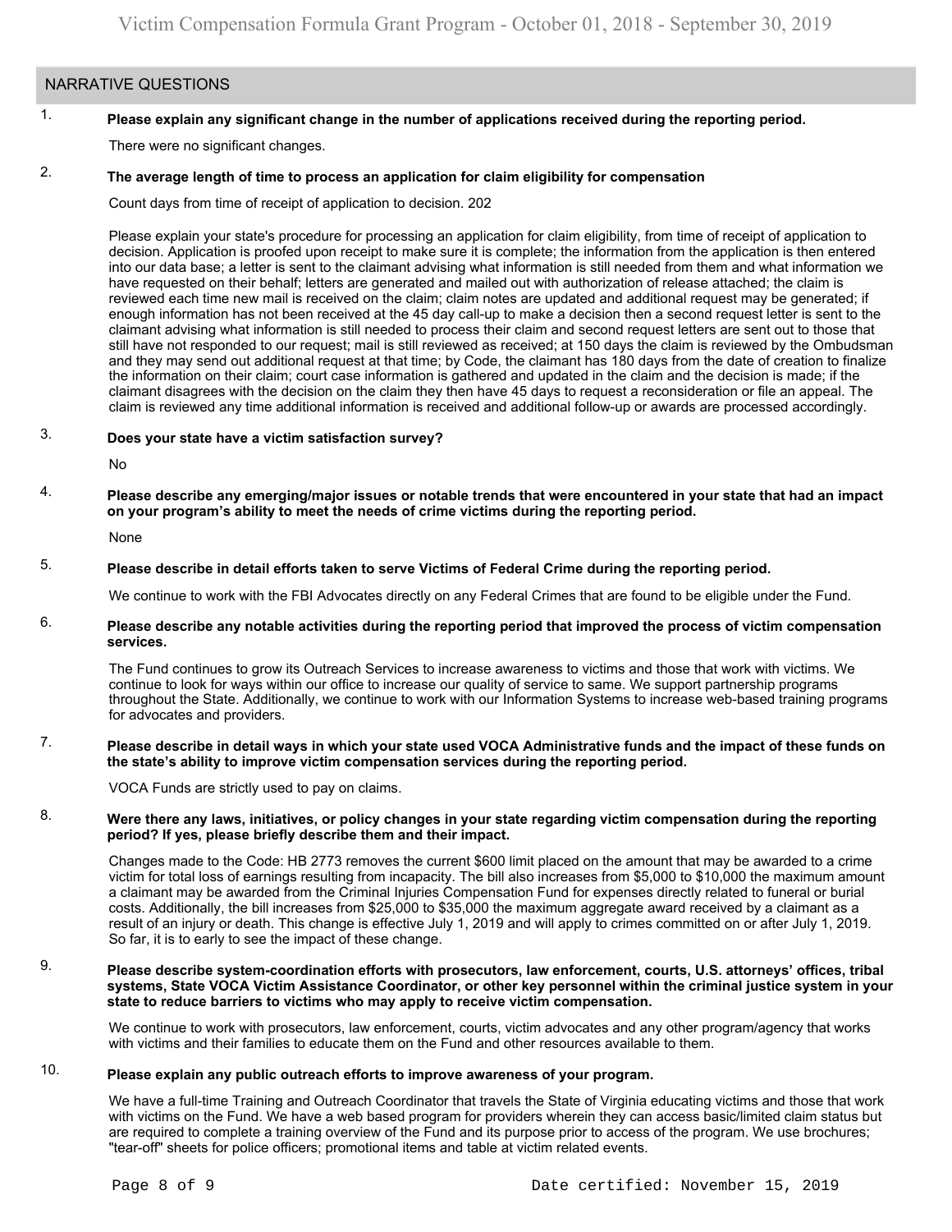## NARRATIVE QUESTIONS

1. **Please explain any significant change in the number of applications received during the reporting period.**

   There were no significant changes.

2. **The average length of time to process an application for claim eligibility for compensation**

   Count days from time of receipt of application to decision. 202

   Please explain your state's procedure for processing an application for claim eligibility, from time of receipt of application to decision. Application is proofed upon receipt to make sure it is complete; the information from the application is then entered into our data base; a letter is sent to the claimant advising what information is still needed from them and what information we have requested on their behalf; letters are generated and mailed out with authorization of release attached; the claim is reviewed each time new mail is received on the claim; claim notes are updated and additional request may be generated; if enough information has not been received at the 45 day call-up to make a decision then a second request letter is sent to the claimant advising what information is still needed to process their claim and second request letters are sent out to those that still have not responded to our request; mail is still reviewed as received; at 150 days the claim is reviewed by the Ombudsman and they may send out additional request at that time; by Code, the claimant has 180 days from the date of creation to finalize the information on their claim; court case information is gathered and updated in the claim and the decision is made; if the claimant disagrees with the decision on the claim they then have 45 days to request a reconsideration or file an appeal. The claim is reviewed any time additional information is received and additional follow-up or awards are processed accordingly.

3. **Does your state have a victim satisfaction survey?**

   No

4. **Please describe any emerging/major issues or notable trends that were encountered in your state that had an impact on your program's ability to meet the needs of crime victims during the reporting period.**

   None

5. **Please describe in detail efforts taken to serve Victims of Federal Crime during the reporting period.**

   We continue to work with the FBI Advocates directly on any Federal Crimes that are found to be eligible under the Fund.

6. **Please describe any notable activities during the reporting period that improved the process of victim compensation services.**

   The Fund continues to grow its Outreach Services to increase awareness to victims and those that work with victims. We continue to look for ways within our office to increase our quality of service to same. We support partnership programs throughout the State. Additionally, we continue to work with our Information Systems to increase web-based training programs for advocates and providers.

7. **Please describe in detail ways in which your state used VOCA Administrative funds and the impact of these funds on the state's ability to improve victim compensation services during the reporting period.**

   VOCA Funds are strictly used to pay on claims.

8. **Were there any laws, initiatives, or policy changes in your state regarding victim compensation during the reporting period? If yes, please briefly describe them and their impact.**

   Changes made to the Code: HB 2773 removes the current $600 limit placed on the amount that may be awarded to a crime victim for total loss of earnings resulting from incapacity. The bill also increases from $5,000 to $10,000 the maximum amount a claimant may be awarded from the Criminal Injuries Compensation Fund for expenses directly related to funeral or burial costs. Additionally, the bill increases from $25,000 to $35,000 the maximum aggregate award received by a claimant as a result of an injury or death. This change is effective July 1, 2019 and will apply to crimes committed on or after July 1, 2019. So far, it is to early to see the impact of these change.

9. **Please describe system-coordination efforts with prosecutors, law enforcement, courts, U.S. attorneys' offices, tribal systems, State VOCA Victim Assistance Coordinator, or other key personnel within the criminal justice system in your state to reduce barriers to victims who may apply to receive victim compensation.**

   We continue to work with prosecutors, law enforcement, courts, victim advocates and any other program/agency that works with victims and their families to educate them on the Fund and other resources available to them.

10. **Please explain any public outreach efforts to improve awareness of your program.**

    We have a full-time Training and Outreach Coordinator that travels the State of Virginia educating victims and those that work with victims on the Fund. We have a web based program for providers wherein they can access basic/limited claim status but are required to complete a training overview of the Fund and its purpose prior to access of the program. We use brochures; "tear-off" sheets for police officers; promotional items and table at victim related events.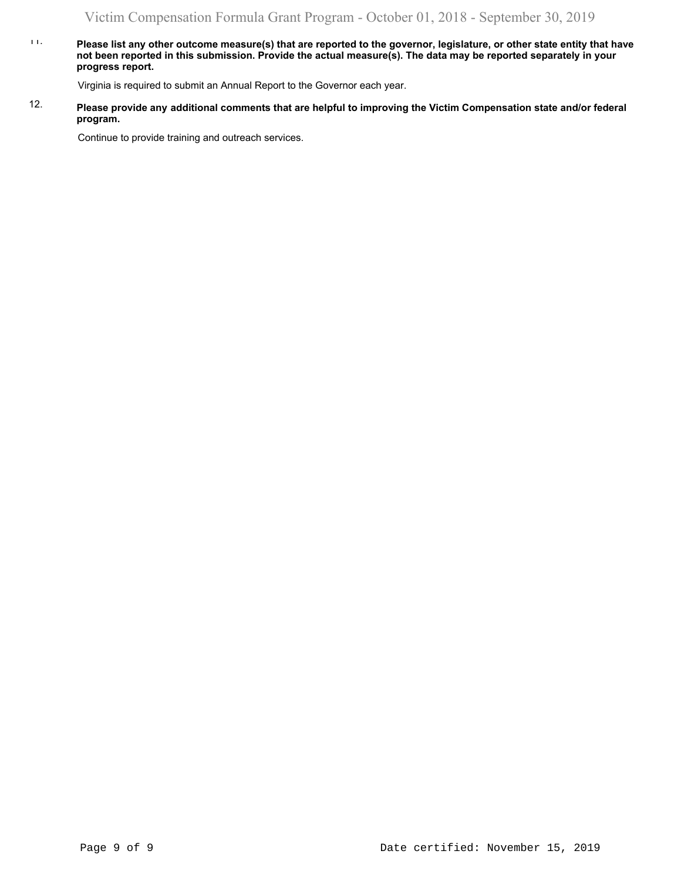11. **Please list any other outcome measure(s) that are reported to the governor, legislature, or other state entity that have not been reported in this submission. Provide the actual measure(s). The data may be reported separately in your progress report.**

    Virginia is required to submit an Annual Report to the Governor each year.

12. **Please provide any additional comments that are helpful to improving the Victim Compensation state and/or federal program.**

    Continue to provide training and outreach services.

Date certified: November 15, 2019